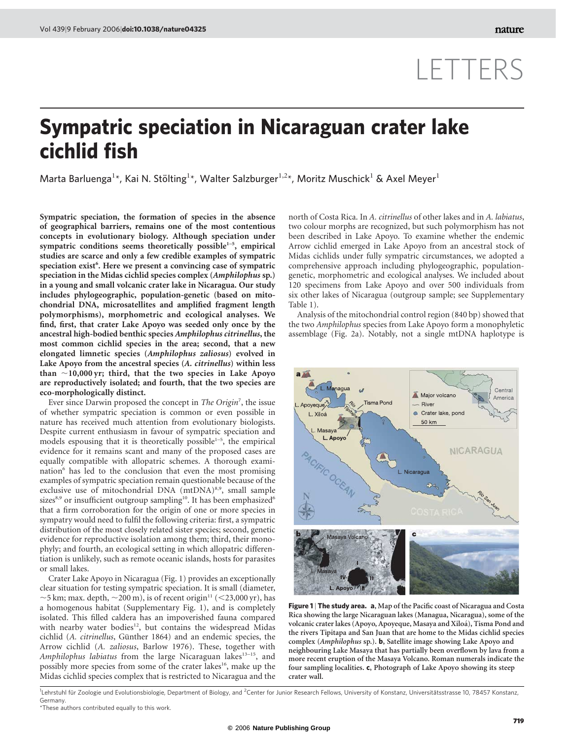LETTERS

# Sympatric speciation in Nicaraguan crater lake cichlid fish

Marta Barluenga[1]*, Kai N. Stölting[1]*, Walter Salzburger[1,2]*, Moritz Muschick[1] & Axel Meyer[1]

**Sympatric speciation, the formation of species in the absence of geographical barriers, remains one of the most contentious concepts in evolutionary biology. Although speciation under sympatric conditions seems theoretically possible[1–5], empirical studies are scarce and only a few credible examples of sympatric speciation exist[6]. Here we present a convincing case of sympatric speciation in the Midas cichlid species complex (*Amphilophus* sp.) in a young and small volcanic crater lake in Nicaragua. Our study includes phylogeographic, population-genetic (based on mitochondrial DNA, microsatellites and amplified fragment length polymorphisms), morphometric and ecological analyses. We find, first, that crater Lake Apoyo was seeded only once by the ancestral high-bodied benthic species *Amphilophus citrinellus*, the most common cichlid species in the area; second, that a new elongated limnetic species (*Amphilophus zaliosus*) evolved in Lake Apoyo from the ancestral species (*A. citrinellus*) within less than ~10,000 yr; third, that the two species in Lake Apoyo are reproductively isolated; and fourth, that the two species are eco-morphologically distinct.**

Ever since Darwin proposed the concept in *The Origin*[7], the issue of whether sympatric speciation is common or even possible in nature has received much attention from evolutionary biologists. Despite current enthusiasm in favour of sympatric speciation and models espousing that it is theoretically possible[1–5], the empirical evidence for it remains scant and many of the proposed cases are equally compatible with allopatric schemes. A thorough examination[6] has led to the conclusion that even the most promising examples of sympatric speciation remain questionable because of the exclusive use of mitochondrial DNA (mtDNA)[8,9], small sample sizes[8,9] or insufficient outgroup sampling[10]. It has been emphasized[6] that a firm corroboration for the origin of one or more species in sympatry would need to fulfil the following criteria: first, a sympatric distribution of the most closely related sister species; second, genetic evidence for reproductive isolation among them; third, their monophyly; and fourth, an ecological setting in which allopatric differentiation is unlikely, such as remote oceanic islands, hosts for parasites or small lakes.

Crater Lake Apoyo in Nicaragua (Fig. 1) provides an exceptionally clear situation for testing sympatric speciation. It is small (diameter, ~5 km; max. depth, ~200 m), is of recent origin[11] (<23,000 yr), has a homogenous habitat (Supplementary Fig. 1), and is completely isolated. This filled caldera has an impoverished fauna compared with nearby water bodies[12], but contains the widespread Midas cichlid (*A. citrinellus*, Günther 1864) and an endemic species, the Arrow cichlid (*A. zaliosus*, Barlow 1976). These, together with *Amphilophus labiatus* from the large Nicaraguan lakes[13–15], and possibly more species from some of the crater lakes[16], make up the Midas cichlid species complex that is restricted to Nicaragua and the north of Costa Rica. In *A. citrinellus* of other lakes and in *A. labiatus*, two colour morphs are recognized, but such polymorphism has not been described in Lake Apoyo. To examine whether the endemic Arrow cichlid emerged in Lake Apoyo from an ancestral stock of Midas cichlids under fully sympatric circumstances, we adopted a comprehensive approach including phylogeographic, population-genetic, morphometric and ecological analyses. We included about 120 specimens from Lake Apoyo and over 500 individuals from six other lakes of Nicaragua (outgroup sample; see Supplementary Table 1).

Analysis of the mitochondrial control region (840 bp) showed that the two *Amphilophus* species from Lake Apoyo form a monophyletic assemblage (Fig. 2a). Notably, not a single mtDNA haplotype is

**Figure 1 | The study area. a, Map of the Pacific coast of Nicaragua and Costa Rica showing the large Nicaraguan lakes (Managua, Nicaragua), some of the volcanic crater lakes (Apoyo, Apoyeque, Masaya and Xiloá), Tisma Pond and the rivers Tipitapa and San Juan that are home to the Midas cichlid species complex (*Amphilophus* sp.). b, Satellite image showing Lake Apoyo and neighbouring Lake Masaya that has partially been overflown by lava from a more recent eruption of the Masaya Volcano. Roman numerals indicate the four sampling localities. c, Photograph of Lake Apoyo showing its steep crater wall.**

[1]Lehrstuhl für Zoologie und Evolutionsbiologie, Department of Biology, and [2]Center for Junior Research Fellows, University of Konstanz, Universitätsstrasse 10, 78457 Konstanz, Germany.
*These authors contributed equally to this work.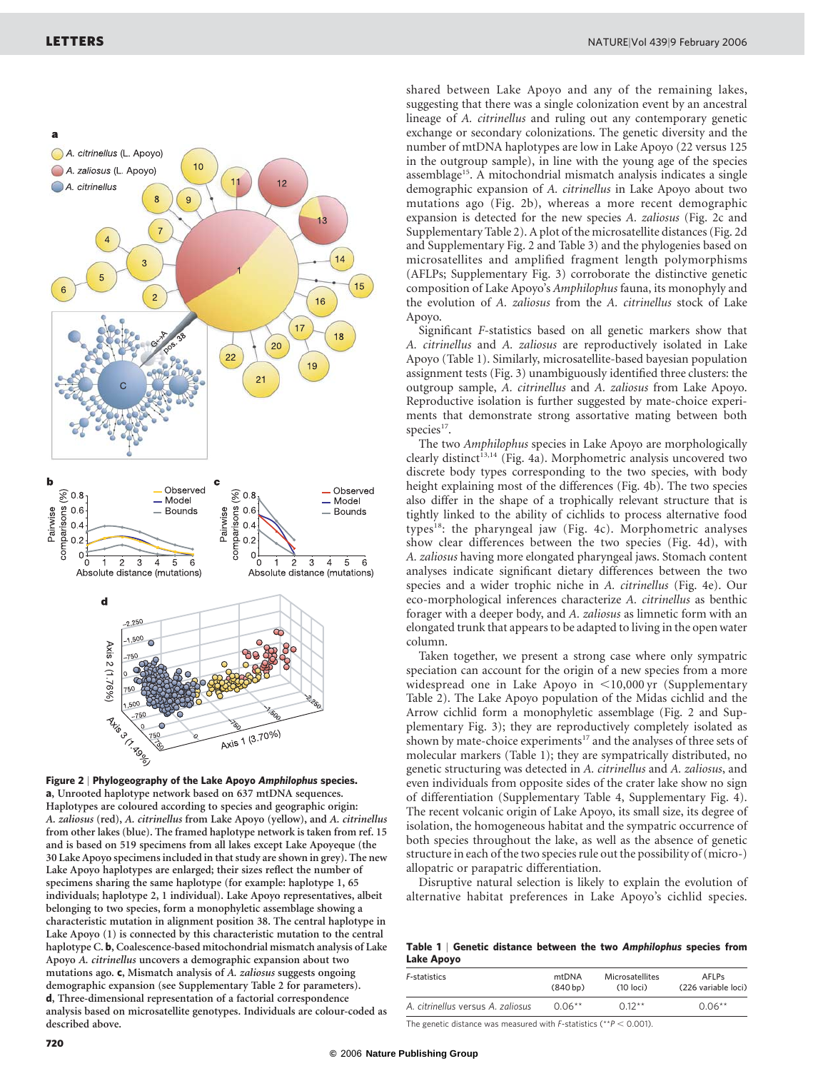shared between Lake Apoyo and any of the remaining lakes, suggesting that there was a single colonization event by an ancestral lineage of *A. citrinellus* and ruling out any contemporary genetic exchange or secondary colonizations. The genetic diversity and the number of mtDNA haplotypes are low in Lake Apoyo (22 versus 125 in the outgroup sample), in line with the young age of the species assemblage[15]. A mitochondrial mismatch analysis indicates a single demographic expansion of *A. citrinellus* in Lake Apoyo about two mutations ago (Fig. 2b), whereas a more recent demographic expansion is detected for the new species *A. zaliosus* (Fig. 2c and Supplementary Table 2). A plot of the microsatellite distances (Fig. 2d and Supplementary Fig. 2 and Table 3) and the phylogenies based on microsatellites and amplified fragment length polymorphisms (AFLPs; Supplementary Fig. 3) corroborate the distinctive genetic composition of Lake Apoyo's *Amphilophus* fauna, its monophyly and the evolution of *A. zaliosus* from the *A. citrinellus* stock of Lake Apoyo.

Significant *F*-statistics based on all genetic markers show that *A. citrinellus* and *A. zaliosus* are reproductively isolated in Lake Apoyo (Table 1). Similarly, microsatellite-based bayesian population assignment tests (Fig. 3) unambiguously identified three clusters: the outgroup sample, *A. citrinellus* and *A. zaliosus* from Lake Apoyo. Reproductive isolation is further suggested by mate-choice experiments that demonstrate strong assortative mating between both species[17].

The two *Amphilophus* species in Lake Apoyo are morphologically clearly distinct[13,14] (Fig. 4a). Morphometric analysis uncovered two discrete body types corresponding to the two species, with body height explaining most of the differences (Fig. 4b). The two species also differ in the shape of a trophically relevant structure that is tightly linked to the ability of cichlids to process alternative food types[18]: the pharyngeal jaw (Fig. 4c). Morphometric analyses show clear differences between the two species (Fig. 4d), with *A. zaliosus* having more elongated pharyngeal jaws. Stomach content analyses indicate significant dietary differences between the two species and a wider trophic niche in *A. citrinellus* (Fig. 4e). Our eco-morphological inferences characterize *A. citrinellus* as benthic forager with a deeper body, and *A. zaliosus* as limnetic form with an elongated trunk that appears to be adapted to living in the open water column.

Taken together, we present a strong case where only sympatric speciation can account for the origin of a new species from a more widespread one in Lake Apoyo in <10,000 yr (Supplementary Table 2). The Lake Apoyo population of the Midas cichlid and the Arrow cichlid form a monophyletic assemblage (Fig. 2 and Supplementary Fig. 3); they are reproductively completely isolated as shown by mate-choice experiments[17] and the analyses of three sets of molecular markers (Table 1); they are sympatrically distributed, no genetic structuring was detected in *A. citrinellus* and *A. zaliosus*, and even individuals from opposite sides of the crater lake show no sign of differentiation (Supplementary Table 4, Supplementary Fig. 4). The recent volcanic origin of Lake Apoyo, its small size, its degree of isolation, the homogeneous habitat and the sympatric occurrence of both species throughout the lake, as well as the absence of genetic structure in each of the two species rule out the possibility of (micro-) allopatric or parapatric differentiation.

Disruptive natural selection is likely to explain the evolution of alternative habitat preferences in Lake Apoyo's cichlid species.

**Figure 2 | Phylogeography of the Lake Apoyo *Amphilophus* species.** **a**, Unrooted haplotype network based on 637 mtDNA sequences. Haplotypes are coloured according to species and geographic origin: *A. zaliosus* (red), *A. citrinellus* from Lake Apoyo (yellow), and *A. citrinellus* from other lakes (blue). The framed haplotype network is taken from ref. 15 and is based on 519 specimens from all lakes except Lake Apoyeque (the 30 Lake Apoyo specimens included in that study are shown in grey). The new Lake Apoyo haplotypes are enlarged; their sizes reflect the number of specimens sharing the same haplotype (for example: haplotype 1, 65 individuals; haplotype 2, 1 individual). Lake Apoyo representatives, albeit belonging to two species, form a monophyletic assemblage showing a characteristic mutation in alignment position 38. The central haplotype in Lake Apoyo (1) is connected by this characteristic mutation to the central haplotype C. **b**, Coalescence-based mitochondrial mismatch analysis of Lake Apoyo *A. citrinellus* uncovers a demographic expansion about two mutations ago. **c**, Mismatch analysis of *A. zaliosus* suggests ongoing demographic expansion (see Supplementary Table 2 for parameters). **d**, Three-dimensional representation of a factorial correspondence analysis based on microsatellite genotypes. Individuals are colour-coded as described above.

**Table 1 | Genetic distance between the two *Amphilophus* species from Lake Apoyo**

| F-statistics | mtDNA (840 bp) | Microsatellites (10 loci) | AFLPs (226 variable loci) |
|---|---|---|---|
| *A. citrinellus* versus *A. zaliosus* | 0.06** | 0.12** | 0.06** |

The genetic distance was measured with *F*-statistics (**$P < 0.001$).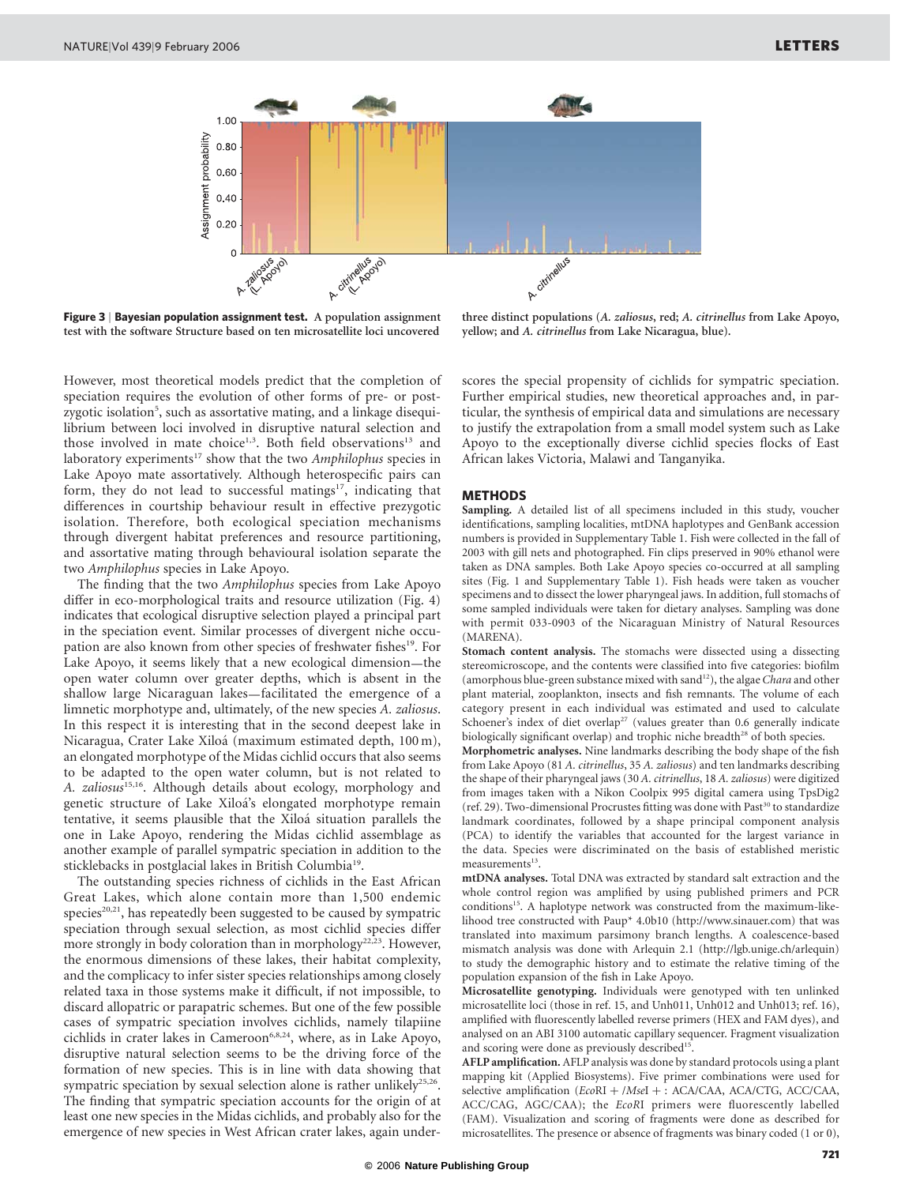**Figure 3 | Bayesian population assignment test.** A population assignment test with the software Structure based on ten microsatellite loci uncovered three distinct populations (*A. zaliosus*, red; *A. citrinellus* from Lake Apoyo, yellow; and *A. citrinellus* from Lake Nicaragua, blue).

However, most theoretical models predict that the completion of speciation requires the evolution of other forms of pre- or postzygotic isolation[5], such as assortative mating, and a linkage disequilibrium between loci involved in disruptive natural selection and those involved in mate choice[1,3]. Both field observations[13] and laboratory experiments[17] show that the two *Amphilophus* species in Lake Apoyo mate assortatively. Although heterospecific pairs can form, they do not lead to successful matings[17], indicating that differences in courtship behaviour result in effective prezygotic isolation. Therefore, both ecological speciation mechanisms through divergent habitat preferences and resource partitioning, and assortative mating through behavioural isolation separate the two *Amphilophus* species in Lake Apoyo.

The finding that the two *Amphilophus* species from Lake Apoyo differ in eco-morphological traits and resource utilization (Fig. 4) indicates that ecological disruptive selection played a principal part in the speciation event. Similar processes of divergent niche occupation are also known from other species of freshwater fishes[19]. For Lake Apoyo, it seems likely that a new ecological dimension—the open water column over greater depths, which is absent in the shallow large Nicaraguan lakes—facilitated the emergence of a limnetic morphotype and, ultimately, of the new species *A. zaliosus*. In this respect it is interesting that in the second deepest lake in Nicaragua, Crater Lake Xiloá (maximum estimated depth, 100 m), an elongated morphotype of the Midas cichlid occurs that also seems to be adapted to the open water column, but is not related to *A. zaliosus*[15,16]. Although details about ecology, morphology and genetic structure of Lake Xiloá's elongated morphotype remain tentative, it seems plausible that the Xiloá situation parallels the one in Lake Apoyo, rendering the Midas cichlid assemblage as another example of parallel sympatric speciation in addition to the sticklebacks in postglacial lakes in British Columbia[19].

The outstanding species richness of cichlids in the East African Great Lakes, which alone contain more than 1,500 endemic species[20,21], has repeatedly been suggested to be caused by sympatric speciation through sexual selection, as most cichlid species differ more strongly in body coloration than in morphology[22,23]. However, the enormous dimensions of these lakes, their habitat complexity, and the complicacy to infer sister species relationships among closely related taxa in those systems make it difficult, if not impossible, to discard allopatric or parapatric schemes. But one of the few possible cases of sympatric speciation involves cichlids, namely tilapiine cichlids in crater lakes in Cameroon[6,8,24], where, as in Lake Apoyo, disruptive natural selection seems to be the driving force of the formation of new species. This is in line with data showing that sympatric speciation by sexual selection alone is rather unlikely[25,26]. The finding that sympatric speciation accounts for the origin of at least one new species in the Midas cichlids, and probably also for the emergence of new species in West African crater lakes, again underscores the special propensity of cichlids for sympatric speciation. Further empirical studies, new theoretical approaches and, in particular, the synthesis of empirical data and simulations are necessary to justify the extrapolation from a small model system such as Lake Apoyo to the exceptionally diverse cichlid species flocks of East African lakes Victoria, Malawi and Tanganyika.

## METHODS

**Sampling.** A detailed list of all specimens included in this study, voucher identifications, sampling localities, mtDNA haplotypes and GenBank accession numbers is provided in Supplementary Table 1. Fish were collected in the fall of 2003 with gill nets and photographed. Fin clips preserved in 90% ethanol were taken as DNA samples. Both Lake Apoyo species co-occurred at all sampling sites (Fig. 1 and Supplementary Table 1). Fish heads were taken as voucher specimens and to dissect the lower pharyngeal jaws. In addition, full stomachs of some sampled individuals were taken for dietary analyses. Sampling was done with permit 033-0903 of the Nicaraguan Ministry of Natural Resources (MARENA).

**Stomach content analysis.** The stomachs were dissected using a dissecting stereomicroscope, and the contents were classified into five categories: biofilm (amorphous blue-green substance mixed with sand[12]), the algae *Chara* and other plant material, zooplankton, insects and fish remnants. The volume of each category present in each individual was estimated and used to calculate Schoener's index of diet overlap[27] (values greater than 0.6 generally indicate biologically significant overlap) and trophic niche breadth[28] of both species.

**Morphometric analyses.** Nine landmarks describing the body shape of the fish from Lake Apoyo (81 *A. citrinellus*, 35 *A. zaliosus*) and ten landmarks describing the shape of their pharyngeal jaws (30 *A. citrinellus*, 18 *A. zaliosus*) were digitized from images taken with a Nikon Coolpix 995 digital camera using TpsDig2 (ref. 29). Two-dimensional Procrustes fitting was done with Past[30] to standardize landmark coordinates, followed by a shape principal component analysis (PCA) to identify the variables that accounted for the largest variance in the data. Species were discriminated on the basis of established meristic measurements[13].

**mtDNA analyses.** Total DNA was extracted by standard salt extraction and the whole control region was amplified by using published primers and PCR conditions[15]. A haplotype network was constructed from the maximum-likelihood tree constructed with Paup* 4.0b10 (http://www.sinauer.com) that was translated into maximum parsimony branch lengths. A coalescence-based mismatch analysis was done with Arlequin 2.1 (http://lgb.unige.ch/arlequin) to study the demographic history and to estimate the relative timing of the population expansion of the fish in Lake Apoyo.

**Microsatellite genotyping.** Individuals were genotyped with ten unlinked microsatellite loci (those in ref. 15, and Unh011, Unh012 and Unh013; ref. 16), amplified with fluorescently labelled reverse primers (HEX and FAM dyes), and analysed on an ABI 3100 automatic capillary sequencer. Fragment visualization and scoring were done as previously described[15].

**AFLP amplification.** AFLP analysis was done by standard protocols using a plant mapping kit (Applied Biosystems). Five primer combinations were used for selective amplification (*Eco*RI + /*Mse*I + : ACA/CAA, ACA/CTG, ACC/CAA, ACC/CAG, AGC/CAA); the *Eco*RI primers were fluorescently labelled (FAM). Visualization and scoring of fragments were done as described for microsatellites. The presence or absence of fragments was binary coded (1 or 0),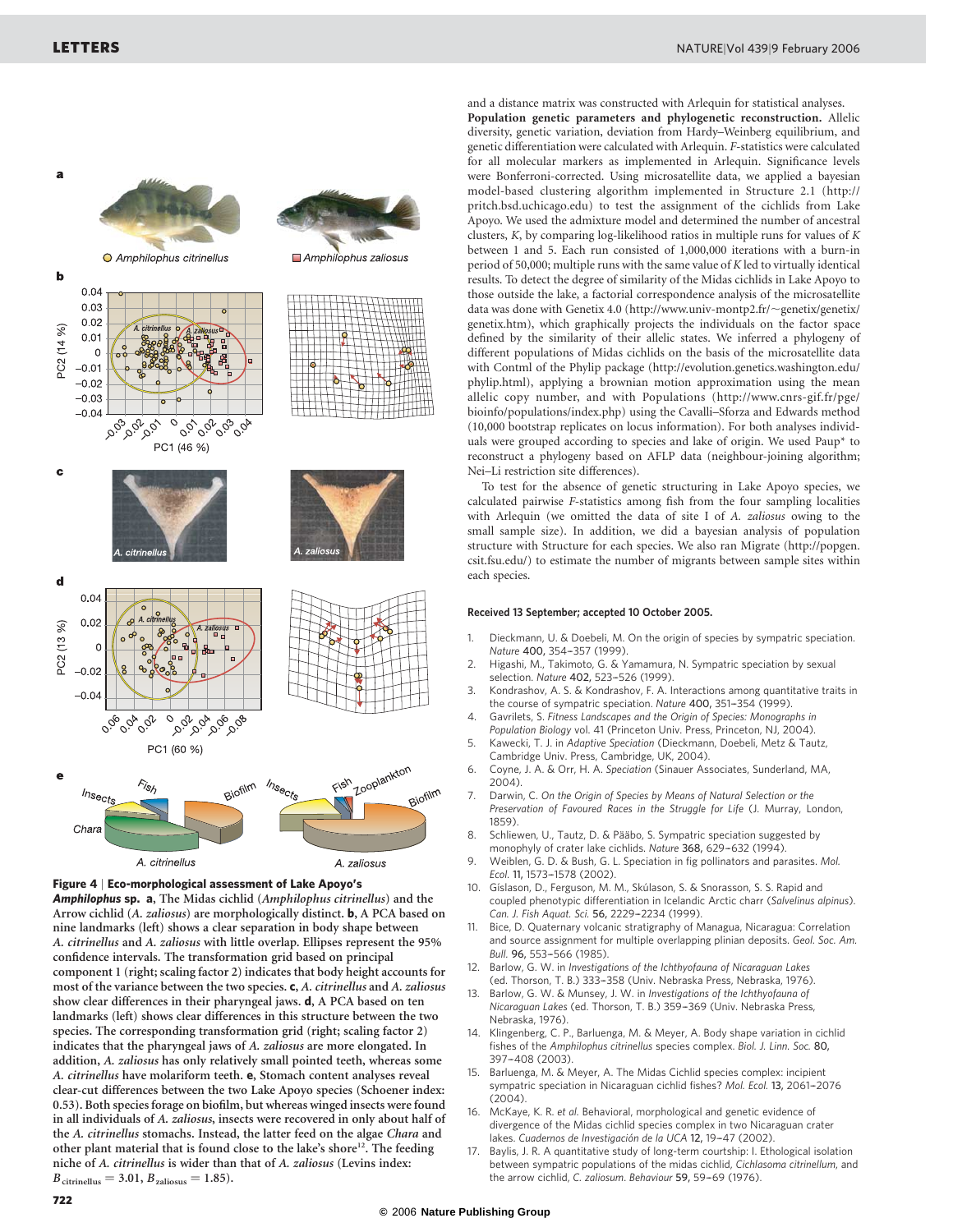**Figure 4 | Eco-morphological assessment of Lake Apoyo's *Amphilophus* sp. a**, The Midas cichlid (*Amphilophus citrinellus*) and the Arrow cichlid (*A. zaliosus*) are morphologically distinct. **b**, A PCA based on nine landmarks (left) shows a clear separation in body shape between *A. citrinellus* and *A. zaliosus* with little overlap. Ellipses represent the 95% confidence intervals. The transformation grid based on principal component 1 (right; scaling factor 2) indicates that body height accounts for most of the variance between the two species. **c**, *A. citrinellus* and *A. zaliosus* show clear differences in their pharyngeal jaws. **d**, A PCA based on ten landmarks (left) shows clear differences in this structure between the two species. The corresponding transformation grid (right; scaling factor 2) indicates that the pharyngeal jaws of *A. zaliosus* are more elongated. In addition, *A. zaliosus* has only relatively small pointed teeth, whereas some *A. citrinellus* have molariform teeth. **e**, Stomach content analyses reveal clear-cut differences between the two Lake Apoyo species (Schoener index: 0.53). Both species forage on biofilm, but whereas winged insects were found in all individuals of *A. zaliosus*, insects were recovered in only about half of the *A. citrinellus* stomachs. Instead, the latter feed on the algae *Chara* and other plant material that is found close to the lake's shore[12]. The feeding niche of *A. citrinellus* is wider than that of *A. zaliosus* (Levins index: $B_{\text{citrinellus}} = 3.01$, $B_{\text{zaliosus}} = 1.85$).

and a distance matrix was constructed with Arlequin for statistical analyses.

**Population genetic parameters and phylogenetic reconstruction.** Allelic diversity, genetic variation, deviation from Hardy–Weinberg equilibrium, and genetic differentiation were calculated with Arlequin. *F*-statistics were calculated for all molecular markers as implemented in Arlequin. Significance levels were Bonferroni-corrected. Using microsatellite data, we applied a bayesian model-based clustering algorithm implemented in Structure 2.1 (http://pritch.bsd.uchicago.edu) to test the assignment of the cichlids from Lake Apoyo. We used the admixture model and determined the number of ancestral clusters, *K*, by comparing log-likelihood ratios in multiple runs for values of *K* between 1 and 5. Each run consisted of 1,000,000 iterations with a burn-in period of 50,000; multiple runs with the same value of *K* led to virtually identical results. To detect the degree of similarity of the Midas cichlids in Lake Apoyo to those outside the lake, a factorial correspondence analysis of the microsatellite data was done with Genetix 4.0 (http://www.univ-montp2.fr/~genetix/genetix/genetix.htm), which graphically projects the individuals on the factor space defined by the similarity of their allelic states. We inferred a phylogeny of different populations of Midas cichlids on the basis of the microsatellite data with Contml of the Phylip package (http://evolution.genetics.washington.edu/phylip.html), applying a brownian motion approximation using the mean allelic copy number, and with Populations (http://www.cnrs-gif.fr/pge/bioinfo/populations/index.php) using the Cavalli–Sforza and Edwards method (10,000 bootstrap replicates on locus information). For both analyses individuals were grouped according to species and lake of origin. We used Paup* to reconstruct a phylogeny based on AFLP data (neighbour-joining algorithm; Nei–Li restriction site differences).

To test for the absence of genetic structuring in Lake Apoyo species, we calculated pairwise *F*-statistics among fish from the four sampling localities with Arlequin (we omitted the data of site I of *A. zaliosus* owing to the small sample size). In addition, we did a bayesian analysis of population structure with Structure for each species. We also ran Migrate (http://popgen.csit.fsu.edu/) to estimate the number of migrants between sample sites within each species.

**Received 13 September; accepted 10 October 2005.**

1. Dieckmann, U. & Doebeli, M. On the origin of species by sympatric speciation. *Nature* **400**, 354–357 (1999).
2. Higashi, M., Takimoto, G. & Yamamura, N. Sympatric speciation by sexual selection. *Nature* **402**, 523–526 (1999).
3. Kondrashov, A. S. & Kondrashov, F. A. Interactions among quantitative traits in the course of sympatric speciation. *Nature* **400**, 351–354 (1999).
4. Gavrilets, S. *Fitness Landscapes and the Origin of Species: Monographs in Population Biology* vol. 41 (Princeton Univ. Press, Princeton, NJ, 2004).
5. Kawecki, T. J. in *Adaptive Speciation* (Dieckmann, Doebeli, Metz & Tautz, Cambridge Univ. Press, Cambridge, UK, 2004).
6. Coyne, J. A. & Orr, H. A. *Speciation* (Sinauer Associates, Sunderland, MA, 2004).
7. Darwin, C. *On the Origin of Species by Means of Natural Selection or the Preservation of Favoured Races in the Struggle for Life* (J. Murray, London, 1859).
8. Schliewen, U., Tautz, D. & Pääbo, S. Sympatric speciation suggested by monophyly of crater lake cichlids. *Nature* **368**, 629–632 (1994).
9. Weiblen, G. D. & Bush, G. L. Speciation in fig pollinators and parasites. *Mol. Ecol.* **11**, 1573–1578 (2002).
10. Gíslason, D., Ferguson, M. M., Skúlason, S. & Snorasson, S. S. Rapid and coupled phenotypic differentiation in Icelandic Arctic charr (*Salvelinus alpinus*). *Can. J. Fish Aquat. Sci.* **56**, 2229–2234 (1999).
11. Bice, D. Quaternary volcanic stratigraphy of Managua, Nicaragua: Correlation and source assignment for multiple overlapping plinian deposits. *Geol. Soc. Am. Bull.* **96**, 553–566 (1985).
12. Barlow, G. W. in *Investigations of the Ichthyofauna of Nicaraguan Lakes* (ed. Thorson, T. B.) 333–358 (Univ. Nebraska Press, Nebraska, 1976).
13. Barlow, G. W. & Munsey, J. W. in *Investigations of the Ichthyofauna of Nicaraguan Lakes* (ed. Thorson, T. B.) 359–369 (Univ. Nebraska Press, Nebraska, 1976).
14. Klingenberg, C. P., Barluenga, M. & Meyer, A. Body shape variation in cichlid fishes of the *Amphilophus citrinellus* species complex. *Biol. J. Linn. Soc.* **80**, 397–408 (2003).
15. Barluenga, M. & Meyer, A. The Midas Cichlid species complex: incipient sympatric speciation in Nicaraguan cichlid fishes? *Mol. Ecol.* **13**, 2061–2076 (2004).
16. McKaye, K. R. *et al.* Behavioral, morphological and genetic evidence of divergence of the Midas cichlid species complex in two Nicaraguan crater lakes. *Cuadernos de Investigación de la UCA* **12**, 19–47 (2002).
17. Baylis, J. R. A quantitative study of long-term courtship: I. Ethological isolation between sympatric populations of the midas cichlid, *Cichlasoma citrinellum*, and the arrow cichlid, *C. zaliosum*. *Behaviour* **59**, 59–69 (1976).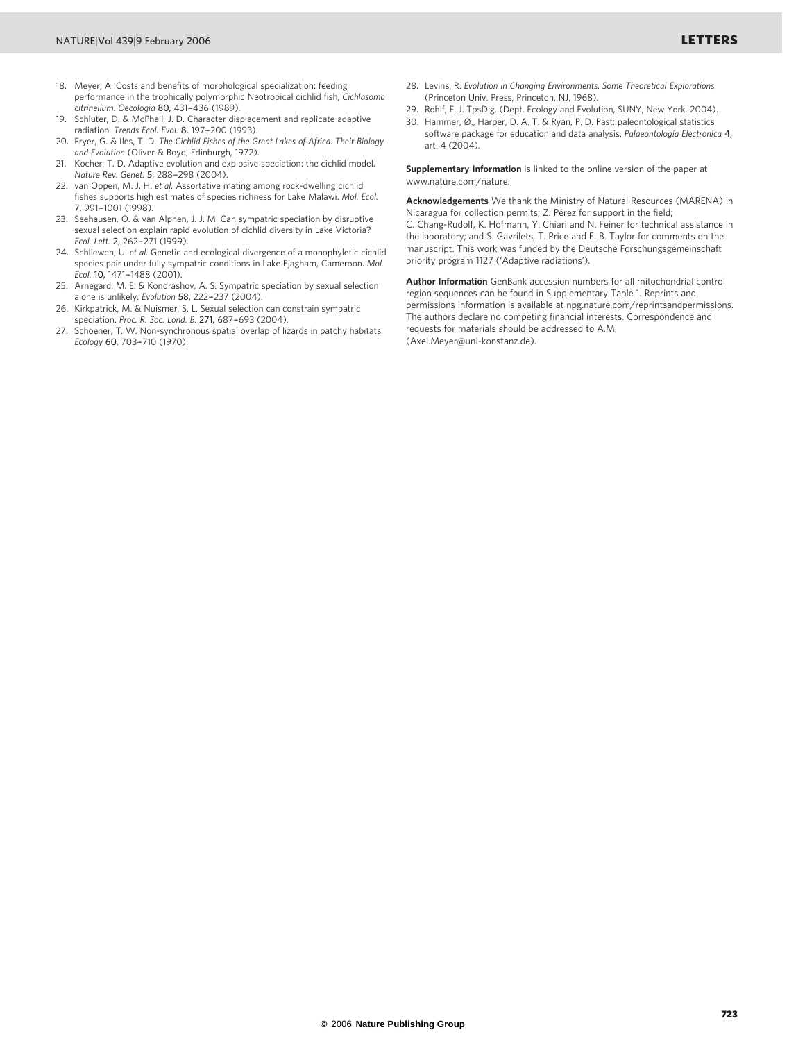18. Meyer, A. Costs and benefits of morphological specialization: feeding performance in the trophically polymorphic Neotropical cichlid fish, *Cichlasoma citrinellum*. *Oecologia* **80,** 431–436 (1989).
19. Schluter, D. & McPhail, J. D. Character displacement and replicate adaptive radiation. *Trends Ecol. Evol.* **8,** 197–200 (1993).
20. Fryer, G. & Iles, T. D. *The Cichlid Fishes of the Great Lakes of Africa. Their Biology and Evolution* (Oliver & Boyd, Edinburgh, 1972).
21. Kocher, T. D. Adaptive evolution and explosive speciation: the cichlid model. *Nature Rev. Genet.* **5,** 288–298 (2004).
22. van Oppen, M. J. H. *et al.* Assortative mating among rock-dwelling cichlid fishes supports high estimates of species richness for Lake Malawi. *Mol. Ecol.* **7,** 991–1001 (1998).
23. Seehausen, O. & van Alphen, J. J. M. Can sympatric speciation by disruptive sexual selection explain rapid evolution of cichlid diversity in Lake Victoria? *Ecol. Lett.* **2,** 262–271 (1999).
24. Schliewen, U. *et al.* Genetic and ecological divergence of a monophyletic cichlid species pair under fully sympatric conditions in Lake Ejagham, Cameroon. *Mol. Ecol.* **10,** 1471–1488 (2001).
25. Arnegard, M. E. & Kondrashov, A. S. Sympatric speciation by sexual selection alone is unlikely. *Evolution* **58,** 222–237 (2004).
26. Kirkpatrick, M. & Nuismer, S. L. Sexual selection can constrain sympatric speciation. *Proc. R. Soc. Lond. B.* **271,** 687–693 (2004).
27. Schoener, T. W. Non-synchronous spatial overlap of lizards in patchy habitats. *Ecology* **60,** 703–710 (1970).
28. Levins, R. *Evolution in Changing Environments. Some Theoretical Explorations* (Princeton Univ. Press, Princeton, NJ, 1968).
29. Rohlf, F. J. TpsDig. (Dept. Ecology and Evolution, SUNY, New York, 2004).
30. Hammer, Ø., Harper, D. A. T. & Ryan, P. D. Past: paleontological statistics software package for education and data analysis. *Palaeontologia Electronica* **4,** art. 4 (2004).

**Supplementary Information** is linked to the online version of the paper at www.nature.com/nature.

**Acknowledgements** We thank the Ministry of Natural Resources (MARENA) in Nicaragua for collection permits; Z. Pérez for support in the field; C. Chang-Rudolf, K. Hofmann, Y. Chiari and N. Feiner for technical assistance in the laboratory; and S. Gavrilets, T. Price and E. B. Taylor for comments on the manuscript. This work was funded by the Deutsche Forschungsgemeinschaft priority program 1127 ('Adaptive radiations').

**Author Information** GenBank accession numbers for all mitochondrial control region sequences can be found in Supplementary Table 1. Reprints and permissions information is available at npg.nature.com/reprintsandpermissions. The authors declare no competing financial interests. Correspondence and requests for materials should be addressed to A.M. (Axel.Meyer@uni-konstanz.de).